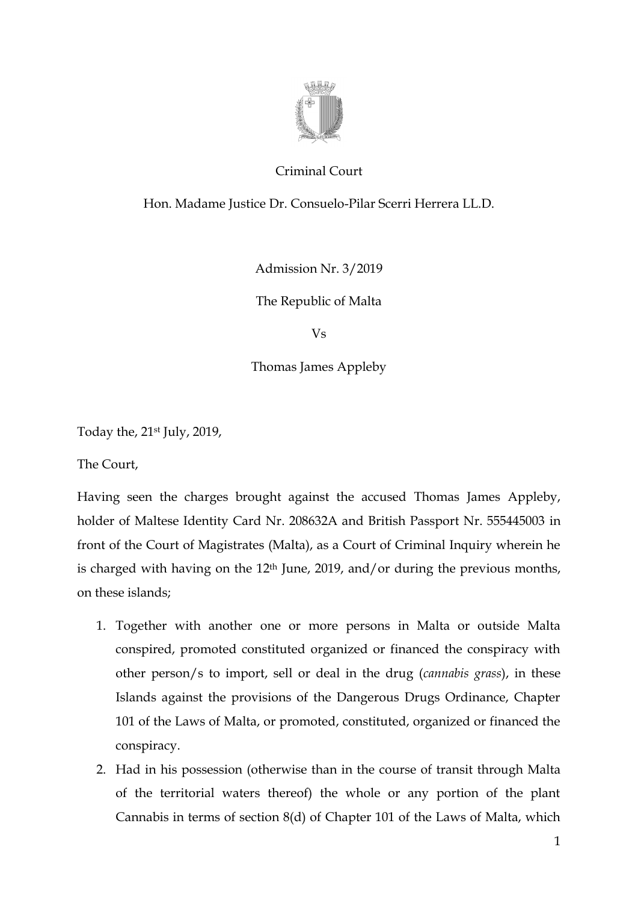Criminal Court

Hon. Madame Justice Dr. Consuelo-Pilar Scerri Herrera LL.D.

Admission Nr. 3/2019

The Republic of Malta

Vs

Thomas James Appleby

Today the, 21st July, 2019,

The Court,

Having seen the charges brought against the accused Thomas James Appleby, holder of Maltese Identity Card Nr. 208632A and British Passport Nr. 555445003 in front of the Court of Magistrates (Malta), as a Court of Criminal Inquiry wherein he is charged with having on the 12th June, 2019, and/or during the previous months, on these islands;

1. Together with another one or more persons in Malta or outside Malta conspired, promoted constituted organized or financed the conspiracy with other person/s to import, sell or deal in the drug (*cannabis grass*), in these Islands against the provisions of the Dangerous Drugs Ordinance, Chapter 101 of the Laws of Malta, or promoted, constituted, organized or financed the conspiracy.
2. Had in his possession (otherwise than in the course of transit through Malta of the territorial waters thereof) the whole or any portion of the plant Cannabis in terms of section 8(d) of Chapter 101 of the Laws of Malta, which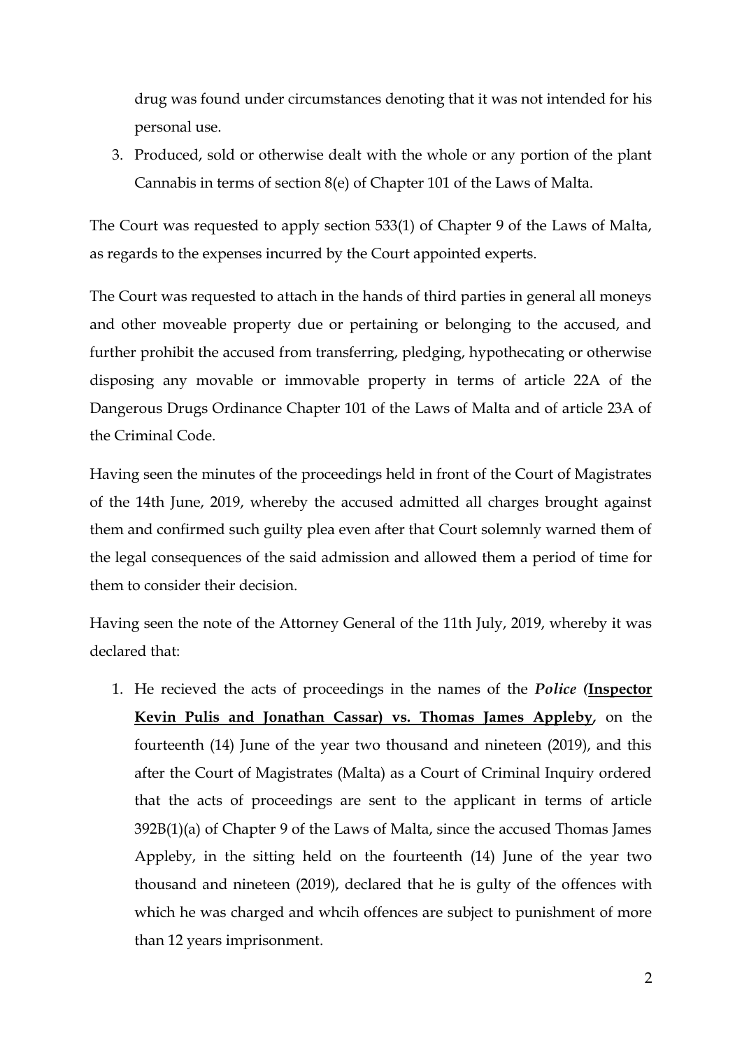drug was found under circumstances denoting that it was not intended for his personal use.

3. Produced, sold or otherwise dealt with the whole or any portion of the plant Cannabis in terms of section 8(e) of Chapter 101 of the Laws of Malta.

The Court was requested to apply section 533(1) of Chapter 9 of the Laws of Malta, as regards to the expenses incurred by the Court appointed experts.

The Court was requested to attach in the hands of third parties in general all moneys and other moveable property due or pertaining or belonging to the accused, and further prohibit the accused from transferring, pledging, hypothecating or otherwise disposing any movable or immovable property in terms of article 22A of the Dangerous Drugs Ordinance Chapter 101 of the Laws of Malta and of article 23A of the Criminal Code.

Having seen the minutes of the proceedings held in front of the Court of Magistrates of the 14th June, 2019, whereby the accused admitted all charges brought against them and confirmed such guilty plea even after that Court solemnly warned them of the legal consequences of the said admission and allowed them a period of time for them to consider their decision.

Having seen the note of the Attorney General of the 11th July, 2019, whereby it was declared that:

1. He recieved the acts of proceedings in the names of the ***Police* (<u>Inspector Kevin Pulis and Jonathan Cassar) vs. Thomas James Appleby</u>**, on the fourteenth (14) June of the year two thousand and nineteen (2019), and this after the Court of Magistrates (Malta) as a Court of Criminal Inquiry ordered that the acts of proceedings are sent to the applicant in terms of article 392B(1)(a) of Chapter 9 of the Laws of Malta, since the accused Thomas James Appleby, in the sitting held on the fourteenth (14) June of the year two thousand and nineteen (2019), declared that he is gulty of the offences with which he was charged and whcih offences are subject to punishment of more than 12 years imprisonment.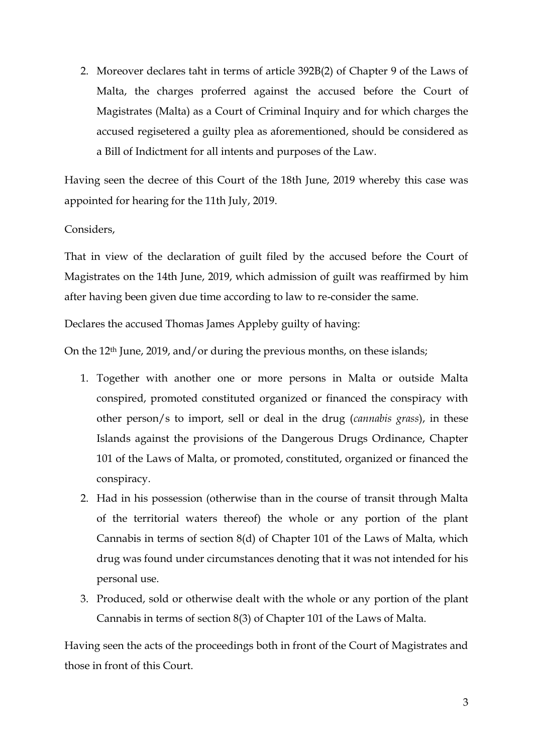2. Moreover declares taht in terms of article 392B(2) of Chapter 9 of the Laws of Malta, the charges proferred against the accused before the Court of Magistrates (Malta) as a Court of Criminal Inquiry and for which charges the accused regisetered a guilty plea as aforementioned, should be considered as a Bill of Indictment for all intents and purposes of the Law.

Having seen the decree of this Court of the 18th June, 2019 whereby this case was appointed for hearing for the 11th July, 2019.

Considers,

That in view of the declaration of guilt filed by the accused before the Court of Magistrates on the 14th June, 2019, which admission of guilt was reaffirmed by him after having been given due time according to law to re-consider the same.

Declares the accused Thomas James Appleby guilty of having:

On the 12th June, 2019, and/or during the previous months, on these islands;

1. Together with another one or more persons in Malta or outside Malta conspired, promoted constituted organized or financed the conspiracy with other person/s to import, sell or deal in the drug (*cannabis grass*), in these Islands against the provisions of the Dangerous Drugs Ordinance, Chapter 101 of the Laws of Malta, or promoted, constituted, organized or financed the conspiracy.
2. Had in his possession (otherwise than in the course of transit through Malta of the territorial waters thereof) the whole or any portion of the plant Cannabis in terms of section 8(d) of Chapter 101 of the Laws of Malta, which drug was found under circumstances denoting that it was not intended for his personal use.
3. Produced, sold or otherwise dealt with the whole or any portion of the plant Cannabis in terms of section 8(3) of Chapter 101 of the Laws of Malta.

Having seen the acts of the proceedings both in front of the Court of Magistrates and those in front of this Court.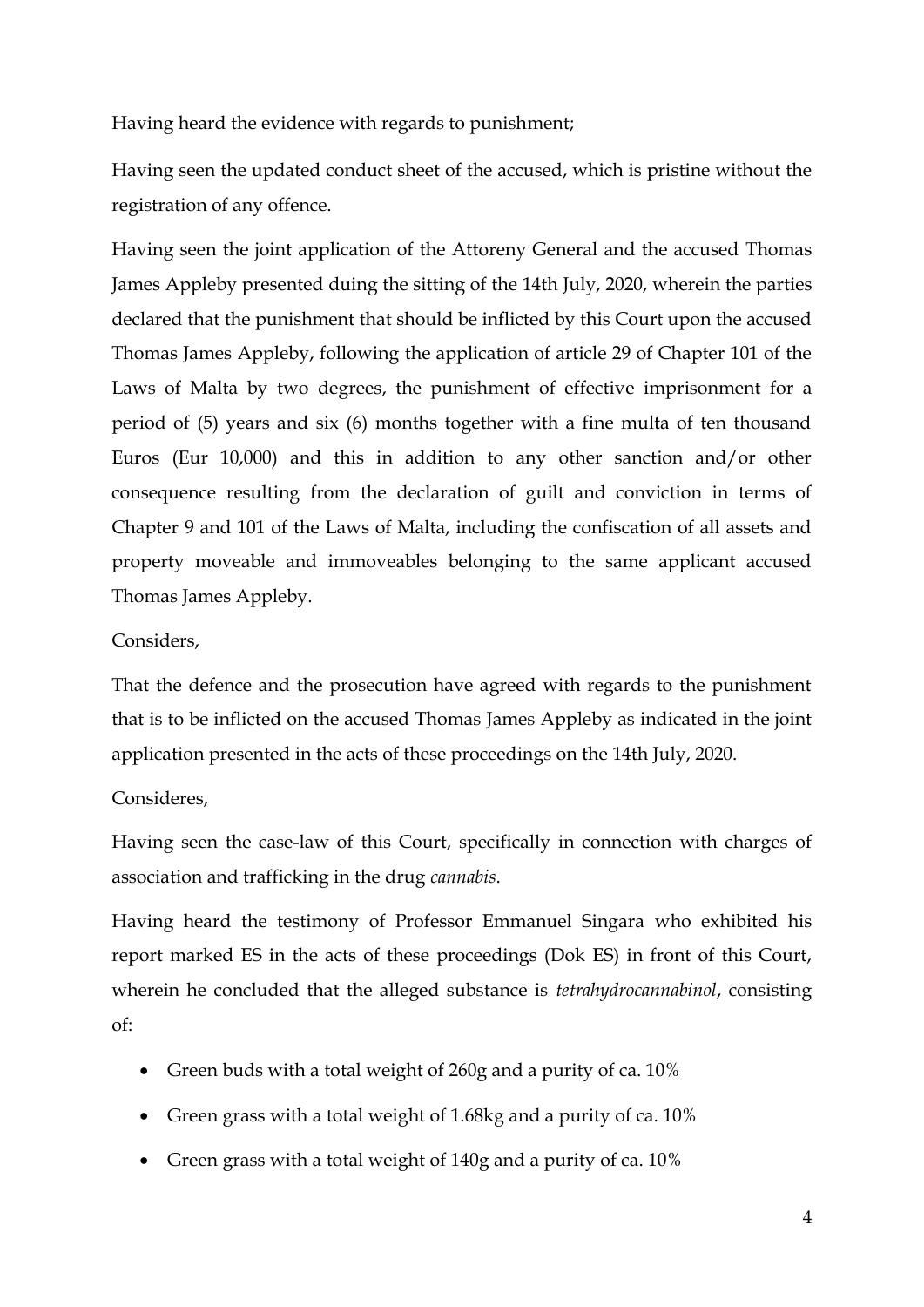Having heard the evidence with regards to punishment;

Having seen the updated conduct sheet of the accused, which is pristine without the registration of any offence.

Having seen the joint application of the Attoreny General and the accused Thomas James Appleby presented duing the sitting of the 14th July, 2020, wherein the parties declared that the punishment that should be inflicted by this Court upon the accused Thomas James Appleby, following the application of article 29 of Chapter 101 of the Laws of Malta by two degrees, the punishment of effective imprisonment for a period of (5) years and six (6) months together with a fine multa of ten thousand Euros (Eur 10,000) and this in addition to any other sanction and/or other consequence resulting from the declaration of guilt and conviction in terms of Chapter 9 and 101 of the Laws of Malta, including the confiscation of all assets and property moveable and immoveables belonging to the same applicant accused Thomas James Appleby.

Considers,

That the defence and the prosecution have agreed with regards to the punishment that is to be inflicted on the accused Thomas James Appleby as indicated in the joint application presented in the acts of these proceedings on the 14th July, 2020.

Consideres,

Having seen the case-law of this Court, specifically in connection with charges of association and trafficking in the drug *cannabis*.

Having heard the testimony of Professor Emmanuel Singara who exhibited his report marked ES in the acts of these proceedings (Dok ES) in front of this Court, wherein he concluded that the alleged substance is *tetrahydrocannabinol*, consisting of:

- Green buds with a total weight of 260g and a purity of ca. 10%
- Green grass with a total weight of 1.68kg and a purity of ca. 10%
- Green grass with a total weight of 140g and a purity of ca. 10%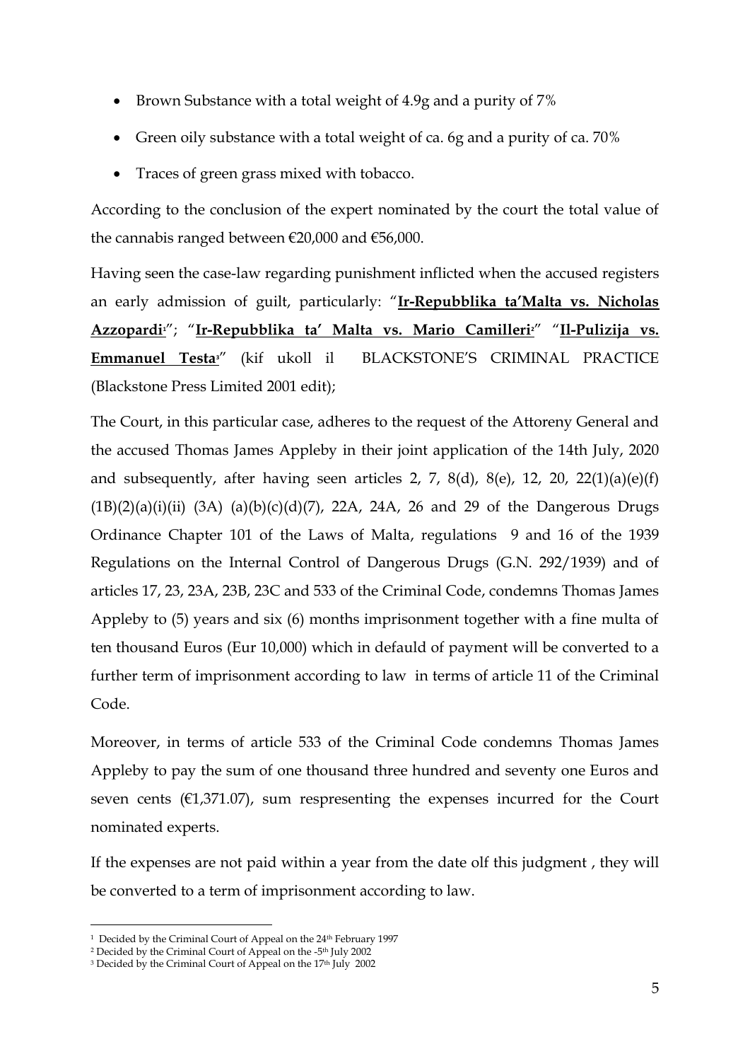- Brown Substance with a total weight of 4.9g and a purity of 7%
- Green oily substance with a total weight of ca. 6g and a purity of ca. 70%
- Traces of green grass mixed with tobacco.

According to the conclusion of the expert nominated by the court the total value of the cannabis ranged between €20,000 and €56,000.

Having seen the case-law regarding punishment inflicted when the accused registers an early admission of guilt, particularly: "**Ir-Repubblika ta'Malta vs. Nicholas Azzopardi**[1]"; "**Ir-Repubblika ta' Malta vs. Mario Camilleri**[2]" "**Il-Pulizija vs. Emmanuel Testa**[3]" (kif ukoll il BLACKSTONE'S CRIMINAL PRACTICE (Blackstone Press Limited 2001 edit);

The Court, in this particular case, adheres to the request of the Attoreny General and the accused Thomas James Appleby in their joint application of the 14th July, 2020 and subsequently, after having seen articles 2, 7, 8(d), 8(e), 12, 20, 22(1)(a)(e)(f)(1B)(2)(a)(i)(ii) (3A) (a)(b)(c)(d)(7), 22A, 24A, 26 and 29 of the Dangerous Drugs Ordinance Chapter 101 of the Laws of Malta, regulations 9 and 16 of the 1939 Regulations on the Internal Control of Dangerous Drugs (G.N. 292/1939) and of articles 17, 23, 23A, 23B, 23C and 533 of the Criminal Code, condemns Thomas James Appleby to (5) years and six (6) months imprisonment together with a fine multa of ten thousand Euros (Eur 10,000) which in defauld of payment will be converted to a further term of imprisonment according to law in terms of article 11 of the Criminal Code.

Moreover, in terms of article 533 of the Criminal Code condemns Thomas James Appleby to pay the sum of one thousand three hundred and seventy one Euros and seven cents (€1,371.07), sum respresenting the expenses incurred for the Court nominated experts.

If the expenses are not paid within a year from the date olf this judgment , they will be converted to a term of imprisonment according to law.

---

[1] Decided by the Criminal Court of Appeal on the 24th February 1997

[2] Decided by the Criminal Court of Appeal on the -5th July 2002

[3] Decided by the Criminal Court of Appeal on the 17th July 2002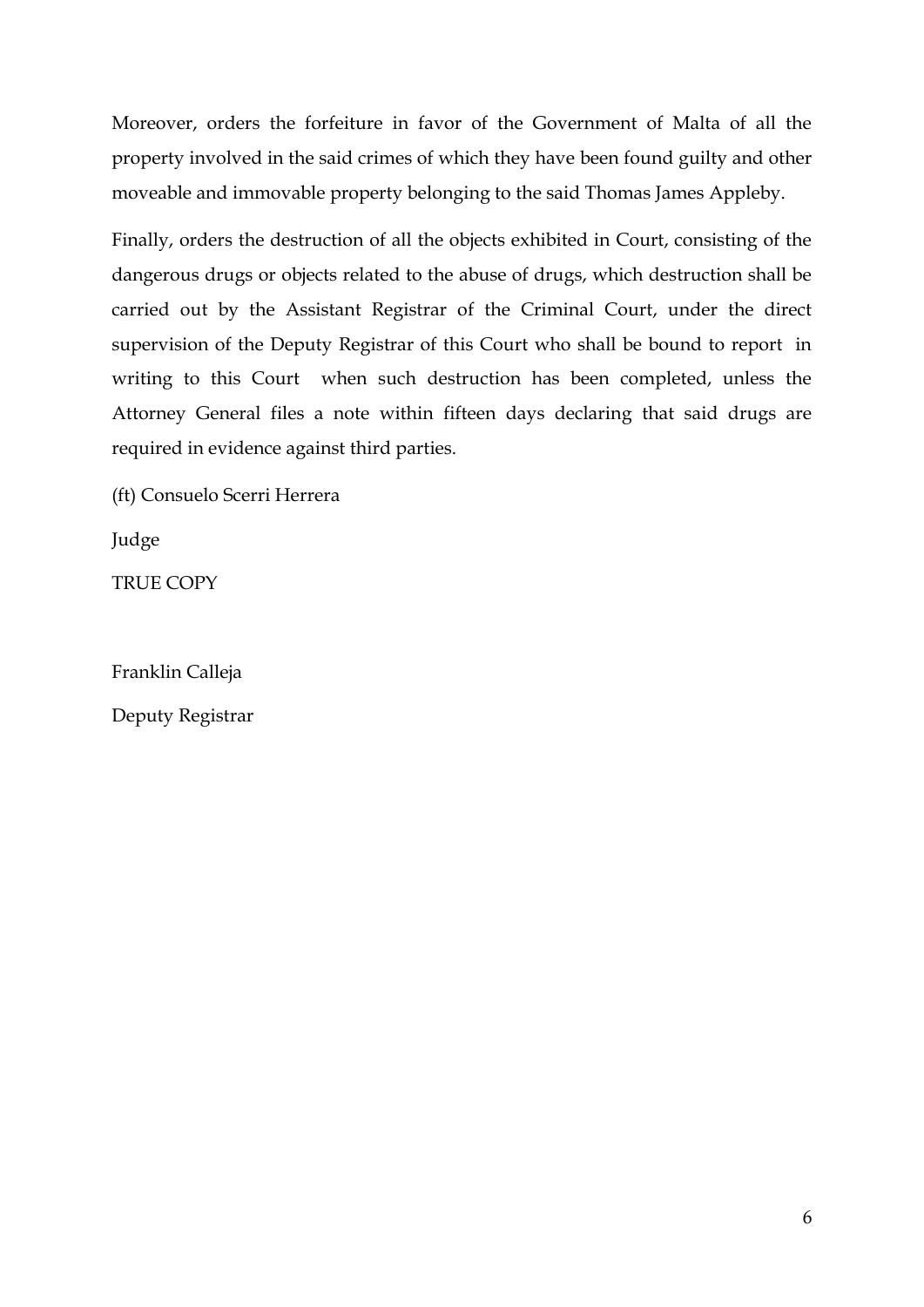Moreover, orders the forfeiture in favor of the Government of Malta of all the property involved in the said crimes of which they have been found guilty and other moveable and immovable property belonging to the said Thomas James Appleby.

Finally, orders the destruction of all the objects exhibited in Court, consisting of the dangerous drugs or objects related to the abuse of drugs, which destruction shall be carried out by the Assistant Registrar of the Criminal Court, under the direct supervision of the Deputy Registrar of this Court who shall be bound to report in writing to this Court when such destruction has been completed, unless the Attorney General files a note within fifteen days declaring that said drugs are required in evidence against third parties.

(ft) Consuelo Scerri Herrera

Judge

TRUE COPY

Franklin Calleja

Deputy Registrar